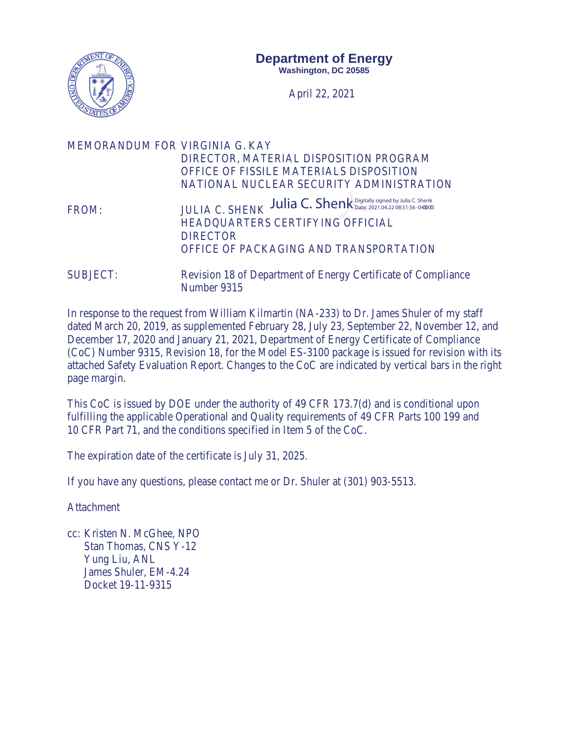**Department of Energy**
**Washington, DC 20585**

April 22, 2021

MEMORANDUM FOR VIRGINIA G. KAY
DIRECTOR, MATERIAL DISPOSITION PROGRAM
OFFICE OF FISSILE MATERIALS DISPOSITION
NATIONAL NUCLEAR SECURITY ADMINISTRATION

FROM: JULIA C. SHENK Julia C. Shenk Digitally signed by Julia C. Shenk Date: 2021.04.22 08:51:56 -04'00'
HEADQUARTERS CERTIFYING OFFICIAL
DIRECTOR
OFFICE OF PACKAGING AND TRANSPORTATION

SUBJECT: Revision 18 of Department of Energy Certificate of Compliance Number 9315

In response to the request from William Kilmartin (NA-233) to Dr. James Shuler of my staff dated March 20, 2019, as supplemented February 28, July 23, September 22, November 12, and December 17, 2020 and January 21, 2021, Department of Energy Certificate of Compliance (CoC) Number 9315, Revision 18, for the Model ES-3100 package is issued for revision with its attached Safety Evaluation Report. Changes to the CoC are indicated by vertical bars in the right page margin.

This CoC is issued by DOE under the authority of 49 CFR 173.7(d) and is conditional upon fulfilling the applicable Operational and Quality requirements of 49 CFR Parts 100 199 and 10 CFR Part 71, and the conditions specified in Item 5 of the CoC.

The expiration date of the certificate is July 31, 2025.

If you have any questions, please contact me or Dr. Shuler at (301) 903-5513.

Attachment

cc: Kristen N. McGhee, NPO
Stan Thomas, CNS Y-12
Yung Liu, ANL
James Shuler, EM-4.24
Docket 19-11-9315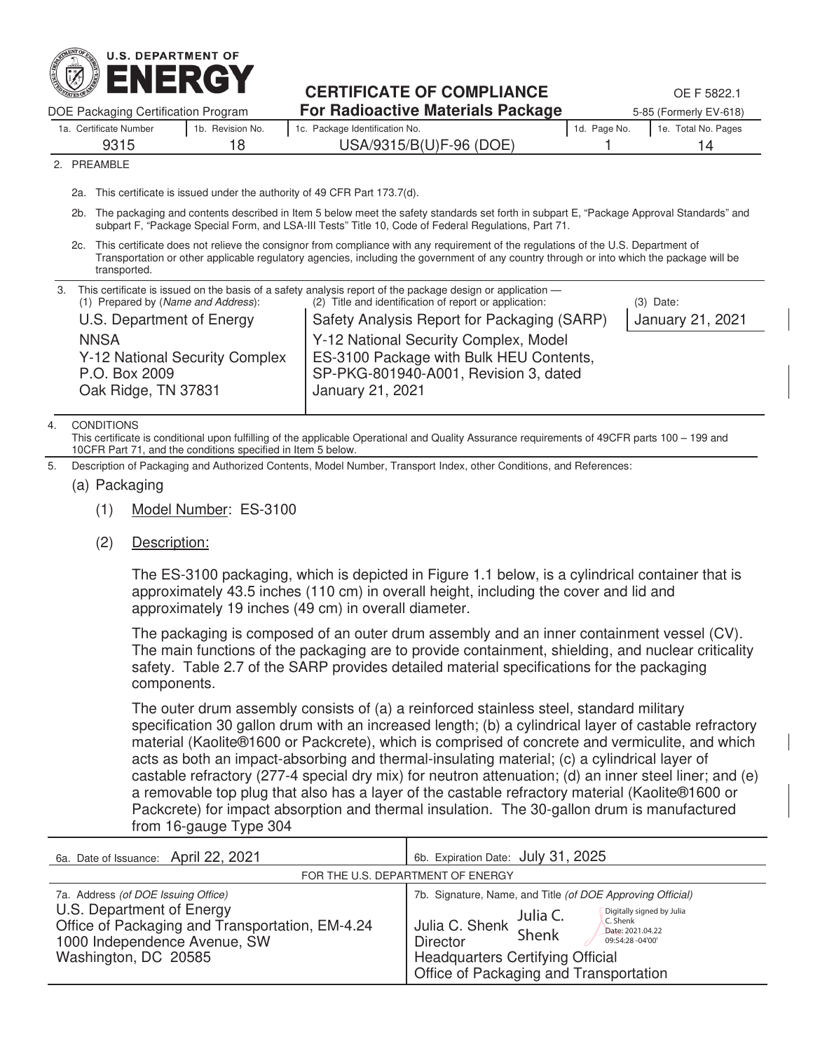**U.S. DEPARTMENT OF ENERGY**

DOE Packaging Certification Program

# CERTIFICATE OF COMPLIANCE
## For Radioactive Materials Package

OE F 5822.1
5-85 (Formerly EV-618)

| 1a. Certificate Number | 1b. Revision No. | 1c. Package Identification No. | 1d. Page No. | 1e. Total No. Pages |
|---|---|---|---|---|
| 9315 | 18 | USA/9315/B(U)F-96 (DOE) | 1 | 14 |

2. PREAMBLE

2a. This certificate is issued under the authority of 49 CFR Part 173.7(d).

2b. The packaging and contents described in Item 5 below meet the safety standards set forth in subpart E, "Package Approval Standards" and subpart F, "Package Special Form, and LSA-III Tests" Title 10, Code of Federal Regulations, Part 71.

2c. This certificate does not relieve the consignor from compliance with any requirement of the regulations of the U.S. Department of Transportation or other applicable regulatory agencies, including the government of any country through or into which the package will be transported.

3. This certificate is issued on the basis of a safety analysis report of the package design or application —

| (1) Prepared by (*Name and Address*): | (2) Title and identification of report or application: | (3) Date: |
|---|---|---|
| U.S. Department of Energy<br>NNSA<br>Y-12 National Security Complex<br>P.O. Box 2009<br>Oak Ridge, TN 37831 | Safety Analysis Report for Packaging (SARP)<br>Y-12 National Security Complex, Model ES-3100 Package with Bulk HEU Contents, SP-PKG-801940-A001, Revision 3, dated January 21, 2021 | January 21, 2021 |

4. CONDITIONS
This certificate is conditional upon fulfilling of the applicable Operational and Quality Assurance requirements of 49CFR parts 100 – 199 and 10CFR Part 71, and the conditions specified in Item 5 below.

5. Description of Packaging and Authorized Contents, Model Number, Transport Index, other Conditions, and References:

(a) Packaging

(1) Model Number: ES-3100

(2) Description:

The ES-3100 packaging, which is depicted in Figure 1.1 below, is a cylindrical container that is approximately 43.5 inches (110 cm) in overall height, including the cover and lid and approximately 19 inches (49 cm) in overall diameter.

The packaging is composed of an outer drum assembly and an inner containment vessel (CV). The main functions of the packaging are to provide containment, shielding, and nuclear criticality safety. Table 2.7 of the SARP provides detailed material specifications for the packaging components.

The outer drum assembly consists of (a) a reinforced stainless steel, standard military specification 30 gallon drum with an increased length; (b) a cylindrical layer of castable refractory material (Kaolite®1600 or Packcrete), which is comprised of concrete and vermiculite, and which acts as both an impact-absorbing and thermal-insulating material; (c) a cylindrical layer of castable refractory (277-4 special dry mix) for neutron attenuation; (d) an inner steel liner; and (e) a removable top plug that also has a layer of the castable refractory material (Kaolite®1600 or Packcrete) for impact absorption and thermal insulation. The 30-gallon drum is manufactured from 16-gauge Type 304

| 6a. Date of Issuance: April 22, 2021 | 6b. Expiration Date: July 31, 2025 |
|---|---|

FOR THE U.S. DEPARTMENT OF ENERGY

| 7a. Address (*of DOE Issuing Office*) | 7b. Signature, Name, and Title (*of DOE Approving Official*) |
|---|---|
| U.S. Department of Energy<br>Office of Packaging and Transportation, EM-4.24<br>1000 Independence Avenue, SW<br>Washington, DC 20585 | Julia C. Shenk<br>Director<br>Headquarters Certifying Official<br>Office of Packaging and Transportation<br>Digitally signed by Julia C. Shenk<br>Date: 2021.04.22 09:54:28 -04'00' |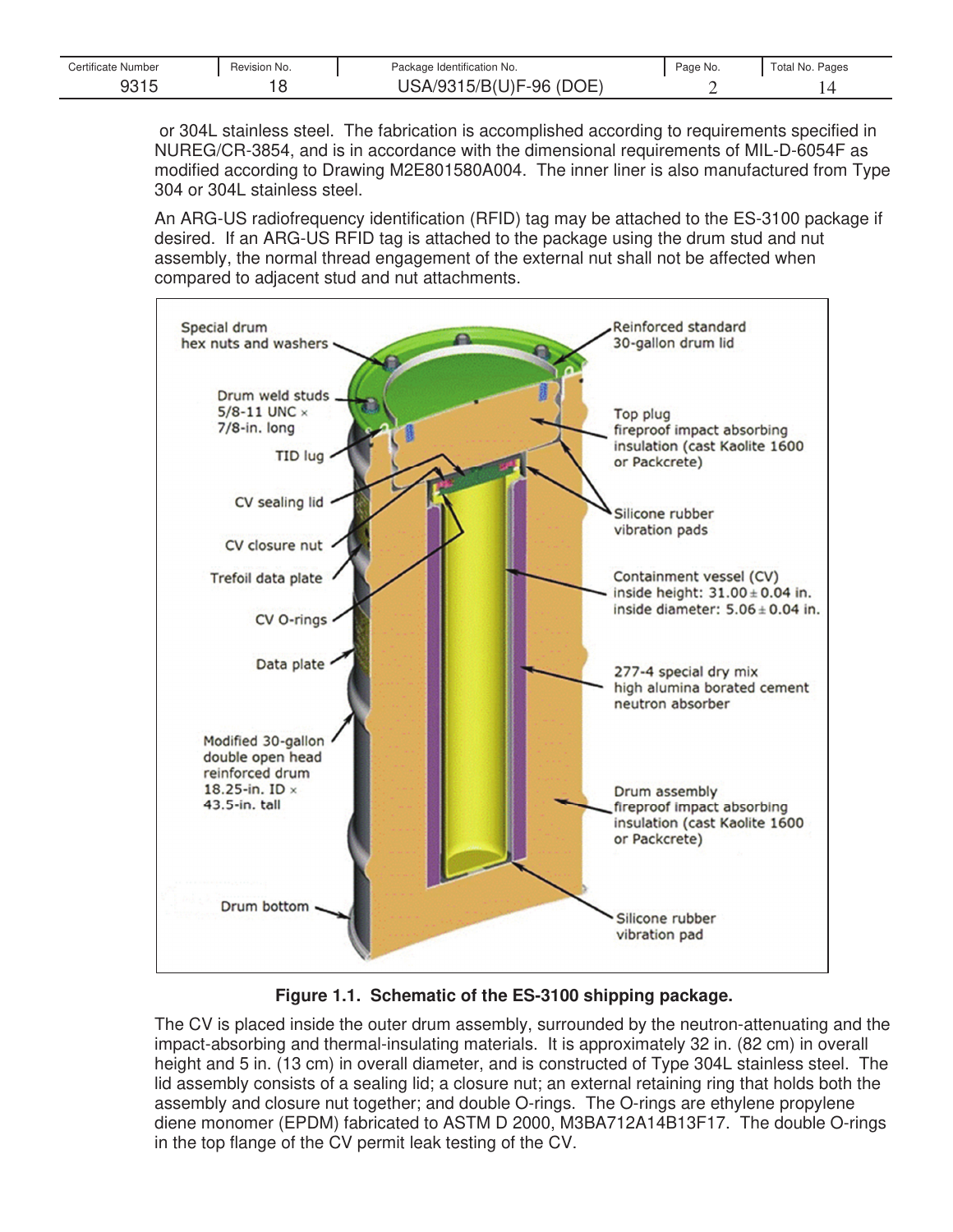or 304L stainless steel. The fabrication is accomplished according to requirements specified in NUREG/CR-3854, and is in accordance with the dimensional requirements of MIL-D-6054F as modified according to Drawing M2E801580A004. The inner liner is also manufactured from Type 304 or 304L stainless steel.

An ARG-US radiofrequency identification (RFID) tag may be attached to the ES-3100 package if desired. If an ARG-US RFID tag is attached to the package using the drum stud and nut assembly, the normal thread engagement of the external nut shall not be affected when compared to adjacent stud and nut attachments.

Special drum hex nuts and washers

Reinforced standard 30-gallon drum lid

Drum weld studs 5/8-11 UNC × 7/8-in. long

TID lug

Top plug fireproof impact absorbing insulation (cast Kaolite 1600 or Packcrete)

CV sealing lid

CV closure nut

Silicone rubber vibration pads

Trefoil data plate

Containment vessel (CV) inside height: 31.00 ± 0.04 in. inside diameter: 5.06 ± 0.04 in.

CV O-rings

Data plate

277-4 special dry mix high alumina borated cement neutron absorber

Modified 30-gallon double open head reinforced drum 18.25-in. ID × 43.5-in. tall

Drum assembly fireproof impact absorbing insulation (cast Kaolite 1600 or Packcrete)

Drum bottom

Silicone rubber vibration pad

**Figure 1.1. Schematic of the ES-3100 shipping package.**

The CV is placed inside the outer drum assembly, surrounded by the neutron-attenuating and the impact-absorbing and thermal-insulating materials. It is approximately 32 in. (82 cm) in overall height and 5 in. (13 cm) in overall diameter, and is constructed of Type 304L stainless steel. The lid assembly consists of a sealing lid; a closure nut; an external retaining ring that holds both the assembly and closure nut together; and double O-rings. The O-rings are ethylene propylene diene monomer (EPDM) fabricated to ASTM D 2000, M3BA712A14B13F17. The double O-rings in the top flange of the CV permit leak testing of the CV.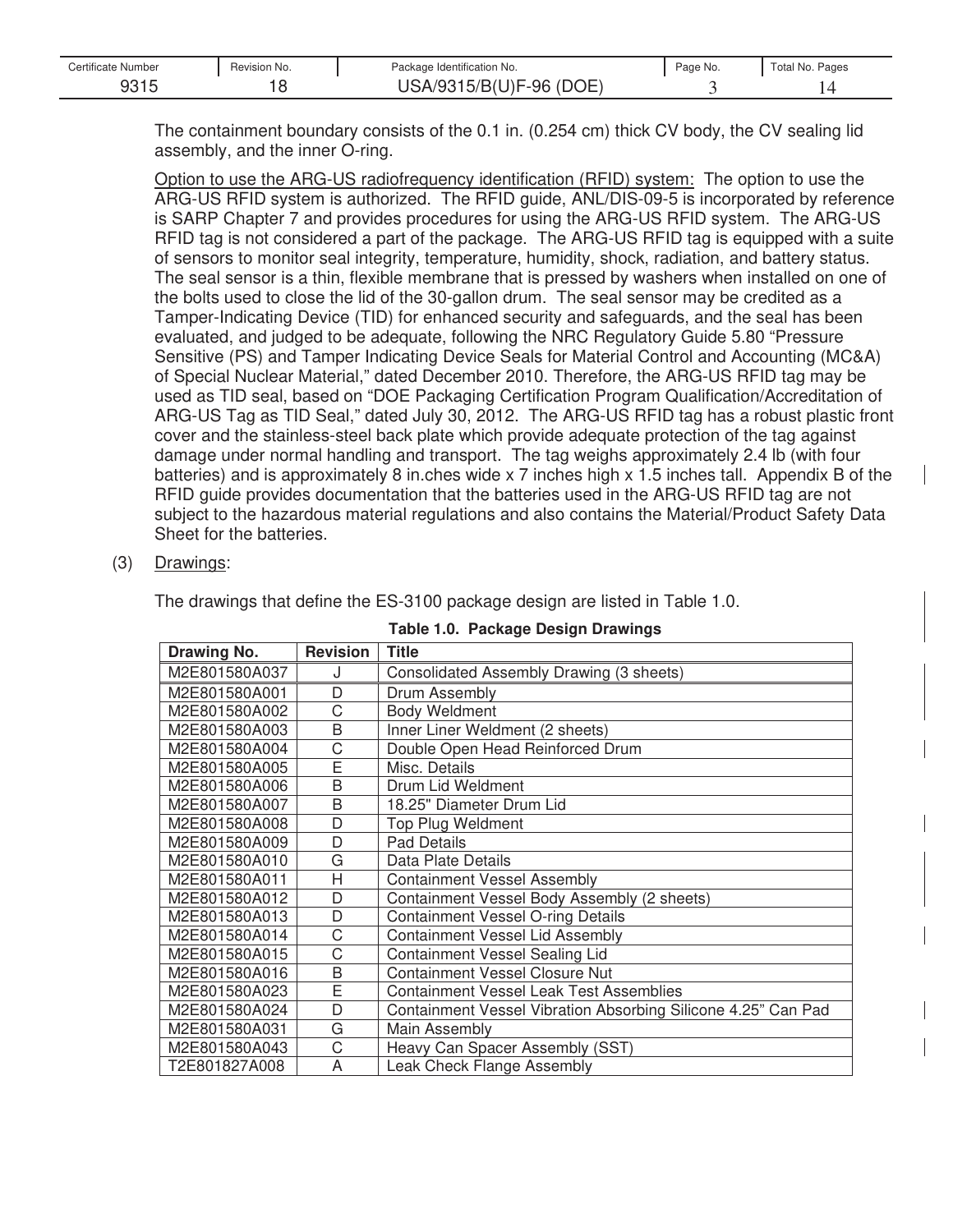The containment boundary consists of the 0.1 in. (0.254 cm) thick CV body, the CV sealing lid assembly, and the inner O-ring.

Option to use the ARG-US radiofrequency identification (RFID) system: The option to use the ARG-US RFID system is authorized. The RFID guide, ANL/DIS-09-5 is incorporated by reference is SARP Chapter 7 and provides procedures for using the ARG-US RFID system. The ARG-US RFID tag is not considered a part of the package. The ARG-US RFID tag is equipped with a suite of sensors to monitor seal integrity, temperature, humidity, shock, radiation, and battery status. The seal sensor is a thin, flexible membrane that is pressed by washers when installed on one of the bolts used to close the lid of the 30-gallon drum. The seal sensor may be credited as a Tamper-Indicating Device (TID) for enhanced security and safeguards, and the seal has been evaluated, and judged to be adequate, following the NRC Regulatory Guide 5.80 "Pressure Sensitive (PS) and Tamper Indicating Device Seals for Material Control and Accounting (MC&A) of Special Nuclear Material," dated December 2010. Therefore, the ARG-US RFID tag may be used as TID seal, based on "DOE Packaging Certification Program Qualification/Accreditation of ARG-US Tag as TID Seal," dated July 30, 2012. The ARG-US RFID tag has a robust plastic front cover and the stainless-steel back plate which provide adequate protection of the tag against damage under normal handling and transport. The tag weighs approximately 2.4 lb (with four batteries) and is approximately 8 in.ches wide x 7 inches high x 1.5 inches tall. Appendix B of the RFID guide provides documentation that the batteries used in the ARG-US RFID tag are not subject to the hazardous material regulations and also contains the Material/Product Safety Data Sheet for the batteries.

(3) Drawings:

The drawings that define the ES-3100 package design are listed in Table 1.0.

**Table 1.0. Package Design Drawings**

| Drawing No. | Revision | Title |
|---|---|---|
| M2E801580A037 | J | Consolidated Assembly Drawing (3 sheets) |
| M2E801580A001 | D | Drum Assembly |
| M2E801580A002 | C | Body Weldment |
| M2E801580A003 | B | Inner Liner Weldment (2 sheets) |
| M2E801580A004 | C | Double Open Head Reinforced Drum |
| M2E801580A005 | E | Misc. Details |
| M2E801580A006 | B | Drum Lid Weldment |
| M2E801580A007 | B | 18.25" Diameter Drum Lid |
| M2E801580A008 | D | Top Plug Weldment |
| M2E801580A009 | D | Pad Details |
| M2E801580A010 | G | Data Plate Details |
| M2E801580A011 | H | Containment Vessel Assembly |
| M2E801580A012 | D | Containment Vessel Body Assembly (2 sheets) |
| M2E801580A013 | D | Containment Vessel O-ring Details |
| M2E801580A014 | C | Containment Vessel Lid Assembly |
| M2E801580A015 | C | Containment Vessel Sealing Lid |
| M2E801580A016 | B | Containment Vessel Closure Nut |
| M2E801580A023 | E | Containment Vessel Leak Test Assemblies |
| M2E801580A024 | D | Containment Vessel Vibration Absorbing Silicone 4.25" Can Pad |
| M2E801580A031 | G | Main Assembly |
| M2E801580A043 | C | Heavy Can Spacer Assembly (SST) |
| T2E801827A008 | A | Leak Check Flange Assembly |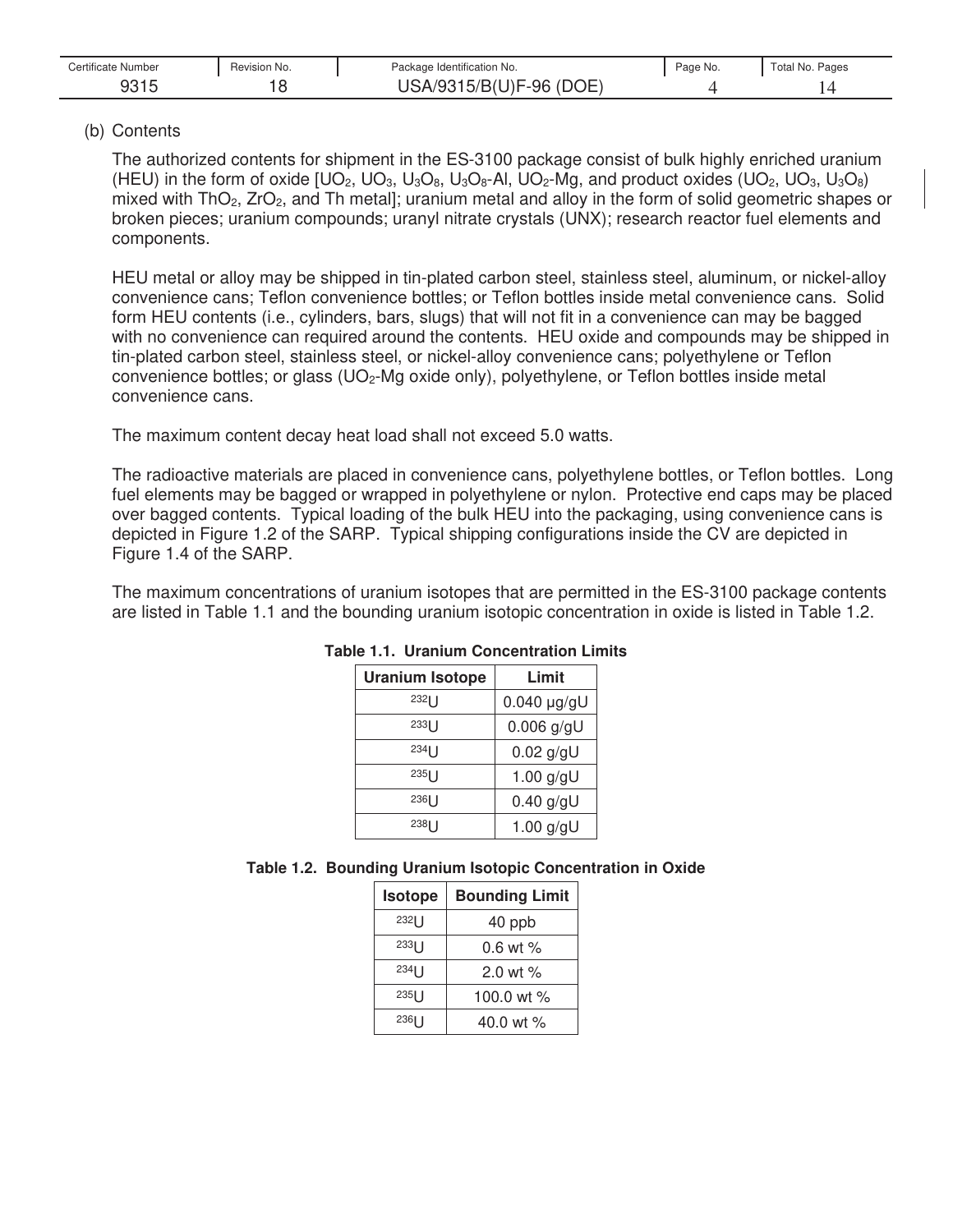(b) Contents

The authorized contents for shipment in the ES-3100 package consist of bulk highly enriched uranium (HEU) in the form of oxide [$UO_2$, $UO_3$, $U_3O_8$, $U_3O_8$-Al, $UO_2$-Mg, and product oxides ($UO_2$, $UO_3$, $U_3O_8$) mixed with $ThO_2$, $ZrO_2$, and Th metal]; uranium metal and alloy in the form of solid geometric shapes or broken pieces; uranium compounds; uranyl nitrate crystals (UNX); research reactor fuel elements and components.

HEU metal or alloy may be shipped in tin-plated carbon steel, stainless steel, aluminum, or nickel-alloy convenience cans; Teflon convenience bottles; or Teflon bottles inside metal convenience cans. Solid form HEU contents (i.e., cylinders, bars, slugs) that will not fit in a convenience can may be bagged with no convenience can required around the contents. HEU oxide and compounds may be shipped in tin-plated carbon steel, stainless steel, or nickel-alloy convenience cans; polyethylene or Teflon convenience bottles; or glass ($UO_2$-Mg oxide only), polyethylene, or Teflon bottles inside metal convenience cans.

The maximum content decay heat load shall not exceed 5.0 watts.

The radioactive materials are placed in convenience cans, polyethylene bottles, or Teflon bottles. Long fuel elements may be bagged or wrapped in polyethylene or nylon. Protective end caps may be placed over bagged contents. Typical loading of the bulk HEU into the packaging, using convenience cans is depicted in Figure 1.2 of the SARP. Typical shipping configurations inside the CV are depicted in Figure 1.4 of the SARP.

The maximum concentrations of uranium isotopes that are permitted in the ES-3100 package contents are listed in Table 1.1 and the bounding uranium isotopic concentration in oxide is listed in Table 1.2.

**Table 1.1. Uranium Concentration Limits**

| Uranium Isotope | Limit |
|---|---|
| $^{232}U$ | 0.040 μg/gU |
| $^{233}U$ | 0.006 g/gU |
| $^{234}U$ | 0.02 g/gU |
| $^{235}U$ | 1.00 g/gU |
| $^{236}U$ | 0.40 g/gU |
| $^{238}U$ | 1.00 g/gU |

**Table 1.2. Bounding Uranium Isotopic Concentration in Oxide**

| Isotope | Bounding Limit |
|---|---|
| $^{232}U$ | 40 ppb |
| $^{233}U$ | 0.6 wt % |
| $^{234}U$ | 2.0 wt % |
| $^{235}U$ | 100.0 wt % |
| $^{236}U$ | 40.0 wt % |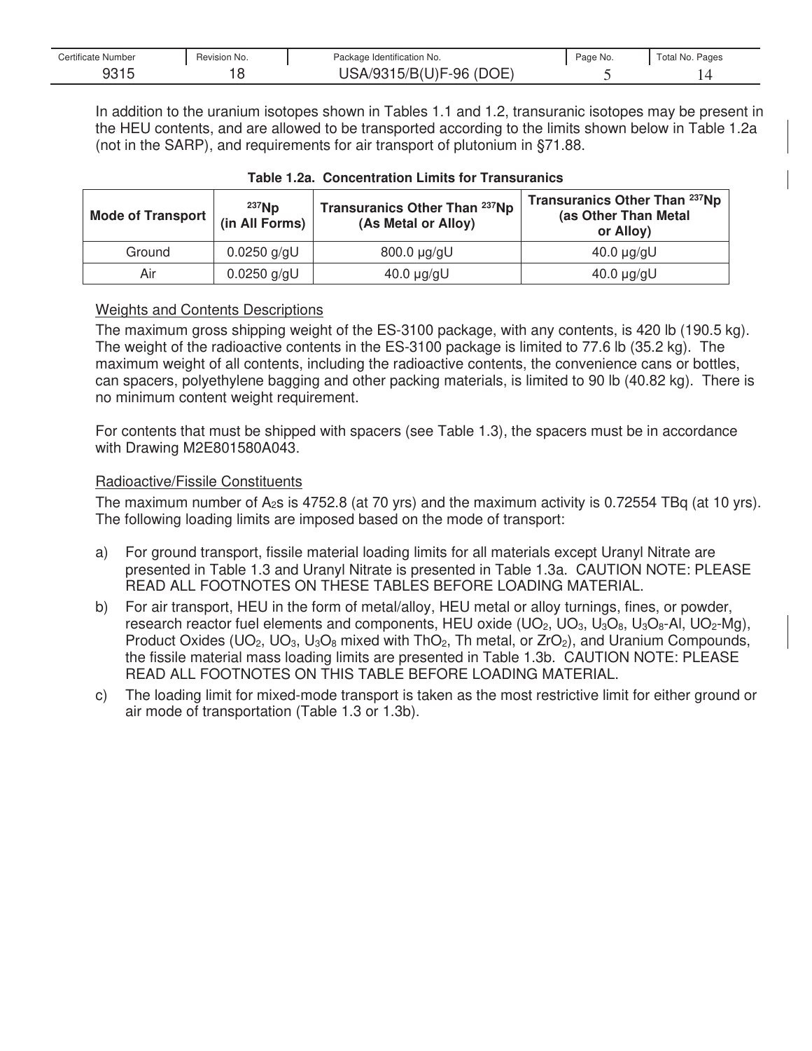In addition to the uranium isotopes shown in Tables 1.1 and 1.2, transuranic isotopes may be present in the HEU contents, and are allowed to be transported according to the limits shown below in Table 1.2a (not in the SARP), and requirements for air transport of plutonium in §71.88.

**Table 1.2a. Concentration Limits for Transuranics**

| Mode of Transport | $^{237}$Np (in All Forms) | Transuranics Other Than $^{237}$Np (As Metal or Alloy) | Transuranics Other Than $^{237}$Np (as Other Than Metal or Alloy) |
|---|---|---|---|
| Ground | 0.0250 g/gU | 800.0 μg/gU | 40.0 μg/gU |
| Air | 0.0250 g/gU | 40.0 μg/gU | 40.0 μg/gU |

Weights and Contents Descriptions

The maximum gross shipping weight of the ES-3100 package, with any contents, is 420 lb (190.5 kg). The weight of the radioactive contents in the ES-3100 package is limited to 77.6 lb (35.2 kg). The maximum weight of all contents, including the radioactive contents, the convenience cans or bottles, can spacers, polyethylene bagging and other packing materials, is limited to 90 lb (40.82 kg). There is no minimum content weight requirement.

For contents that must be shipped with spacers (see Table 1.3), the spacers must be in accordance with Drawing M2E801580A043.

Radioactive/Fissile Constituents

The maximum number of $A_2$s is 4752.8 (at 70 yrs) and the maximum activity is 0.72554 TBq (at 10 yrs). The following loading limits are imposed based on the mode of transport:

a) For ground transport, fissile material loading limits for all materials except Uranyl Nitrate are presented in Table 1.3 and Uranyl Nitrate is presented in Table 1.3a. CAUTION NOTE: PLEASE READ ALL FOOTNOTES ON THESE TABLES BEFORE LOADING MATERIAL.

b) For air transport, HEU in the form of metal/alloy, HEU metal or alloy turnings, fines, or powder, research reactor fuel elements and components, HEU oxide ($UO_2$, $UO_3$, $U_3O_8$, $U_3O_8$-Al, $UO_2$-Mg), Product Oxides ($UO_2$, $UO_3$, $U_3O_8$ mixed with $ThO_2$, Th metal, or $ZrO_2$), and Uranium Compounds, the fissile material mass loading limits are presented in Table 1.3b. CAUTION NOTE: PLEASE READ ALL FOOTNOTES ON THIS TABLE BEFORE LOADING MATERIAL.

c) The loading limit for mixed-mode transport is taken as the most restrictive limit for either ground or air mode of transportation (Table 1.3 or 1.3b).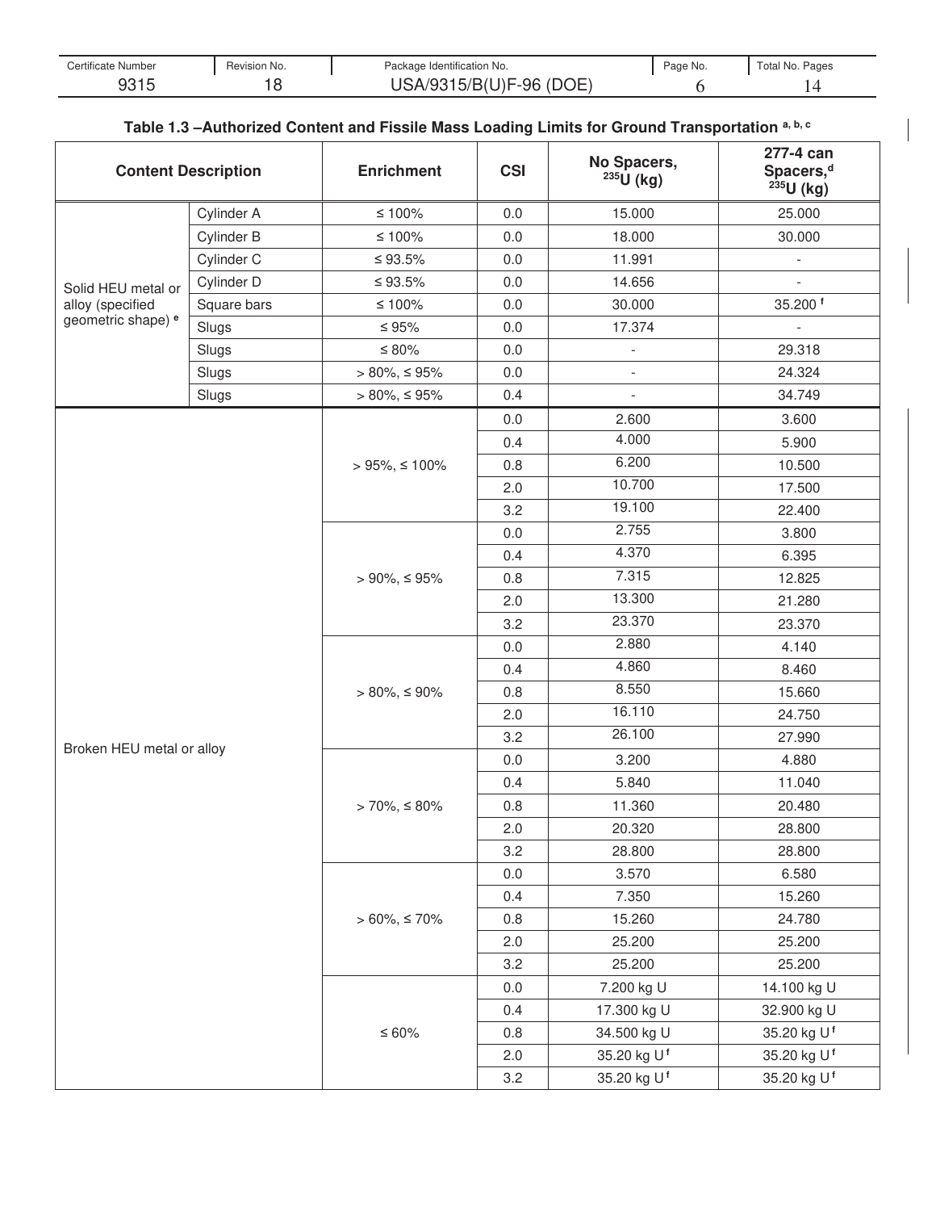**Table 1.3 –Authorized Content and Fissile Mass Loading Limits for Ground Transportation [a, b, c]**

| Content Description | | Enrichment | CSI | No Spacers, $^{235}U$ (kg) | 277-4 can Spacers,[d] $^{235}U$ (kg) |
|---|---|---|---|---|---|
| Solid HEU metal or alloy (specified geometric shape) [e] | Cylinder A | ≤ 100% | 0.0 | 15.000 | 25.000 |
| | Cylinder B | ≤ 100% | 0.0 | 18.000 | 30.000 |
| | Cylinder C | ≤ 93.5% | 0.0 | 11.991 | - |
| | Cylinder D | ≤ 93.5% | 0.0 | 14.656 | - |
| | Square bars | ≤ 100% | 0.0 | 30.000 | 35.200 [f] |
| | Slugs | ≤ 95% | 0.0 | 17.374 | - |
| | Slugs | ≤ 80% | 0.0 | - | 29.318 |
| | Slugs | > 80%, ≤ 95% | 0.0 | - | 24.324 |
| | Slugs | > 80%, ≤ 95% | 0.4 | - | 34.749 |
| Broken HEU metal or alloy | | > 95%, ≤ 100% | 0.0 | 2.600 | 3.600 |
| | | | 0.4 | 4.000 | 5.900 |
| | | | 0.8 | 6.200 | 10.500 |
| | | | 2.0 | 10.700 | 17.500 |
| | | | 3.2 | 19.100 | 22.400 |
| | | > 90%, ≤ 95% | 0.0 | 2.755 | 3.800 |
| | | | 0.4 | 4.370 | 6.395 |
| | | | 0.8 | 7.315 | 12.825 |
| | | | 2.0 | 13.300 | 21.280 |
| | | | 3.2 | 23.370 | 23.370 |
| | | > 80%, ≤ 90% | 0.0 | 2.880 | 4.140 |
| | | | 0.4 | 4.860 | 8.460 |
| | | | 0.8 | 8.550 | 15.660 |
| | | | 2.0 | 16.110 | 24.750 |
| | | | 3.2 | 26.100 | 27.990 |
| | | > 70%, ≤ 80% | 0.0 | 3.200 | 4.880 |
| | | | 0.4 | 5.840 | 11.040 |
| | | | 0.8 | 11.360 | 20.480 |
| | | | 2.0 | 20.320 | 28.800 |
| | | | 3.2 | 28.800 | 28.800 |
| | | > 60%, ≤ 70% | 0.0 | 3.570 | 6.580 |
| | | | 0.4 | 7.350 | 15.260 |
| | | | 0.8 | 15.260 | 24.780 |
| | | | 2.0 | 25.200 | 25.200 |
| | | | 3.2 | 25.200 | 25.200 |
| | | ≤ 60% | 0.0 | 7.200 kg U | 14.100 kg U |
| | | | 0.4 | 17.300 kg U | 32.900 kg U |
| | | | 0.8 | 34.500 kg U | 35.20 kg U [f] |
| | | | 2.0 | 35.20 kg U [f] | 35.20 kg U [f] |
| | | | 3.2 | 35.20 kg U [f] | 35.20 kg U [f] |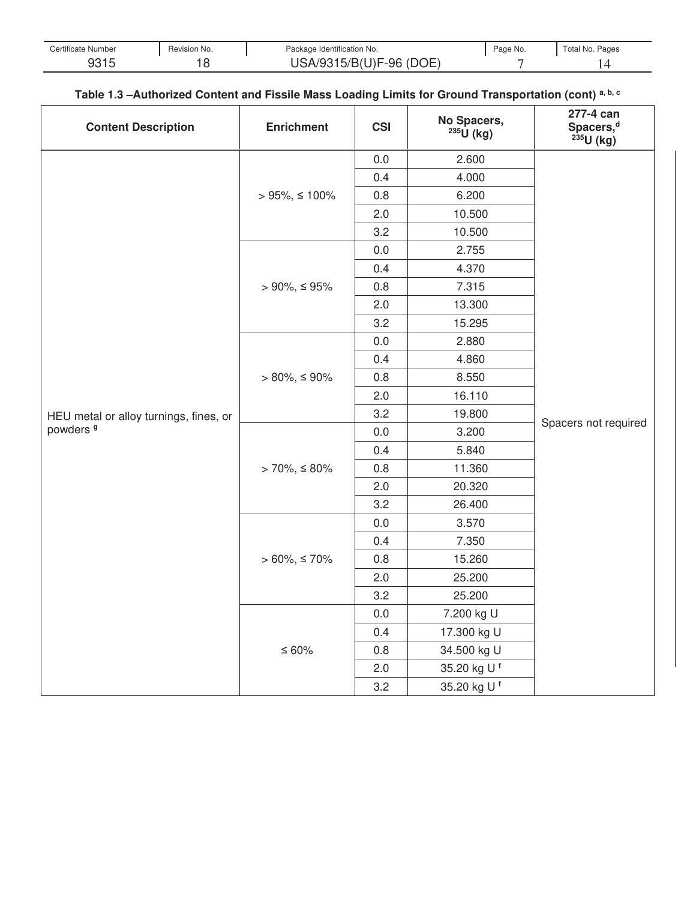**Table 1.3 –Authorized Content and Fissile Mass Loading Limits for Ground Transportation (cont)** [a, b, c]

| Content Description | Enrichment | CSI | No Spacers, $^{235}U$ (kg) | 277-4 can Spacers,[d] $^{235}U$ (kg) |
|---|---|---|---|---|
| HEU metal or alloy turnings, fines, or powders [g] | > 95%, ≤ 100% | 0.0 | 2.600 | Spacers not required |
| | | 0.4 | 4.000 | |
| | | 0.8 | 6.200 | |
| | | 2.0 | 10.500 | |
| | | 3.2 | 10.500 | |
| | > 90%, ≤ 95% | 0.0 | 2.755 | |
| | | 0.4 | 4.370 | |
| | | 0.8 | 7.315 | |
| | | 2.0 | 13.300 | |
| | | 3.2 | 15.295 | |
| | > 80%, ≤ 90% | 0.0 | 2.880 | |
| | | 0.4 | 4.860 | |
| | | 0.8 | 8.550 | |
| | | 2.0 | 16.110 | |
| | | 3.2 | 19.800 | |
| | > 70%, ≤ 80% | 0.0 | 3.200 | |
| | | 0.4 | 5.840 | |
| | | 0.8 | 11.360 | |
| | | 2.0 | 20.320 | |
| | | 3.2 | 26.400 | |
| | > 60%, ≤ 70% | 0.0 | 3.570 | |
| | | 0.4 | 7.350 | |
| | | 0.8 | 15.260 | |
| | | 2.0 | 25.200 | |
| | | 3.2 | 25.200 | |
| | ≤ 60% | 0.0 | 7.200 kg U | |
| | | 0.4 | 17.300 kg U | |
| | | 0.8 | 34.500 kg U | |
| | | 2.0 | 35.20 kg U [f] | |
| | | 3.2 | 35.20 kg U [f] | |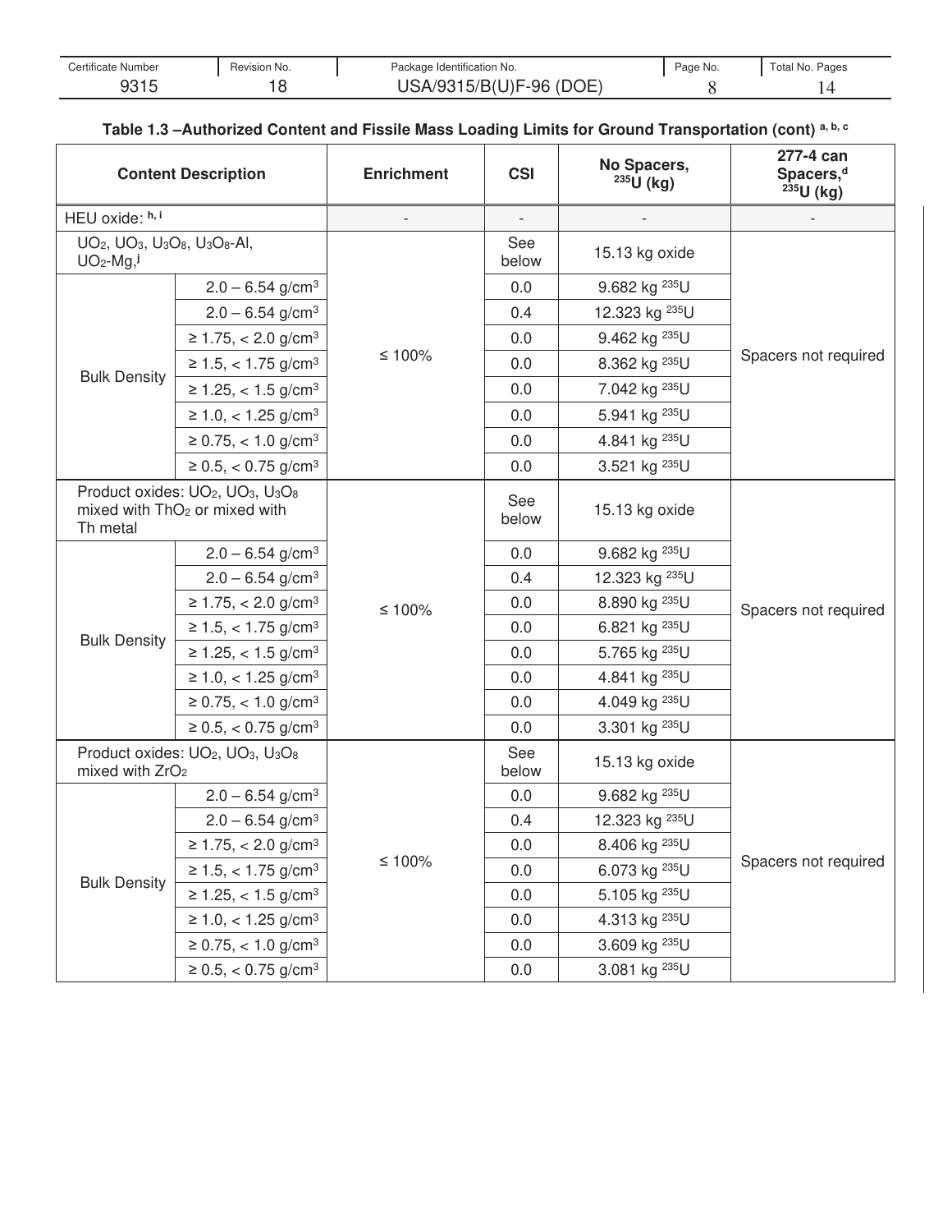**Table 1.3 –Authorized Content and Fissile Mass Loading Limits for Ground Transportation (cont)** [a, b, c]

| Content Description | | Enrichment | CSI | No Spacers, $^{235}U$ (kg) | 277-4 can Spacers,[d] $^{235}U$ (kg) |
|---|---|---|---|---|---|
| HEU oxide: [h, i] | | - | - | - | - |
| $UO_2$, $UO_3$, $U_3O_8$, $U_3O_8$-Al, $UO_2$-Mg,[j] | | ≤ 100% | See below | 15.13 kg oxide | Spacers not required |
| Bulk Density | 2.0 – 6.54 g/cm³ | | 0.0 | 9.682 kg $^{235}U$ | |
| | 2.0 – 6.54 g/cm³ | | 0.4 | 12.323 kg $^{235}U$ | |
| | ≥ 1.75, < 2.0 g/cm³ | | 0.0 | 9.462 kg $^{235}U$ | |
| | ≥ 1.5, < 1.75 g/cm³ | | 0.0 | 8.362 kg $^{235}U$ | |
| | ≥ 1.25, < 1.5 g/cm³ | | 0.0 | 7.042 kg $^{235}U$ | |
| | ≥ 1.0, < 1.25 g/cm³ | | 0.0 | 5.941 kg $^{235}U$ | |
| | ≥ 0.75, < 1.0 g/cm³ | | 0.0 | 4.841 kg $^{235}U$ | |
| | ≥ 0.5, < 0.75 g/cm³ | | 0.0 | 3.521 kg $^{235}U$ | |
| Product oxides: $UO_2$, $UO_3$, $U_3O_8$ mixed with $ThO_2$ or mixed with Th metal | | ≤ 100% | See below | 15.13 kg oxide | Spacers not required |
| Bulk Density | 2.0 – 6.54 g/cm³ | | 0.0 | 9.682 kg $^{235}U$ | |
| | 2.0 – 6.54 g/cm³ | | 0.4 | 12.323 kg $^{235}U$ | |
| | ≥ 1.75, < 2.0 g/cm³ | | 0.0 | 8.890 kg $^{235}U$ | |
| | ≥ 1.5, < 1.75 g/cm³ | | 0.0 | 6.821 kg $^{235}U$ | |
| | ≥ 1.25, < 1.5 g/cm³ | | 0.0 | 5.765 kg $^{235}U$ | |
| | ≥ 1.0, < 1.25 g/cm³ | | 0.0 | 4.841 kg $^{235}U$ | |
| | ≥ 0.75, < 1.0 g/cm³ | | 0.0 | 4.049 kg $^{235}U$ | |
| | ≥ 0.5, < 0.75 g/cm³ | | 0.0 | 3.301 kg $^{235}U$ | |
| Product oxides: $UO_2$, $UO_3$, $U_3O_8$ mixed with $ZrO_2$ | | ≤ 100% | See below | 15.13 kg oxide | Spacers not required |
| Bulk Density | 2.0 – 6.54 g/cm³ | | 0.0 | 9.682 kg $^{235}U$ | |
| | 2.0 – 6.54 g/cm³ | | 0.4 | 12.323 kg $^{235}U$ | |
| | ≥ 1.75, < 2.0 g/cm³ | | 0.0 | 8.406 kg $^{235}U$ | |
| | ≥ 1.5, < 1.75 g/cm³ | | 0.0 | 6.073 kg $^{235}U$ | |
| | ≥ 1.25, < 1.5 g/cm³ | | 0.0 | 5.105 kg $^{235}U$ | |
| | ≥ 1.0, < 1.25 g/cm³ | | 0.0 | 4.313 kg $^{235}U$ | |
| | ≥ 0.75, < 1.0 g/cm³ | | 0.0 | 3.609 kg $^{235}U$ | |
| | ≥ 0.5, < 0.75 g/cm³ | | 0.0 | 3.081 kg $^{235}U$ | |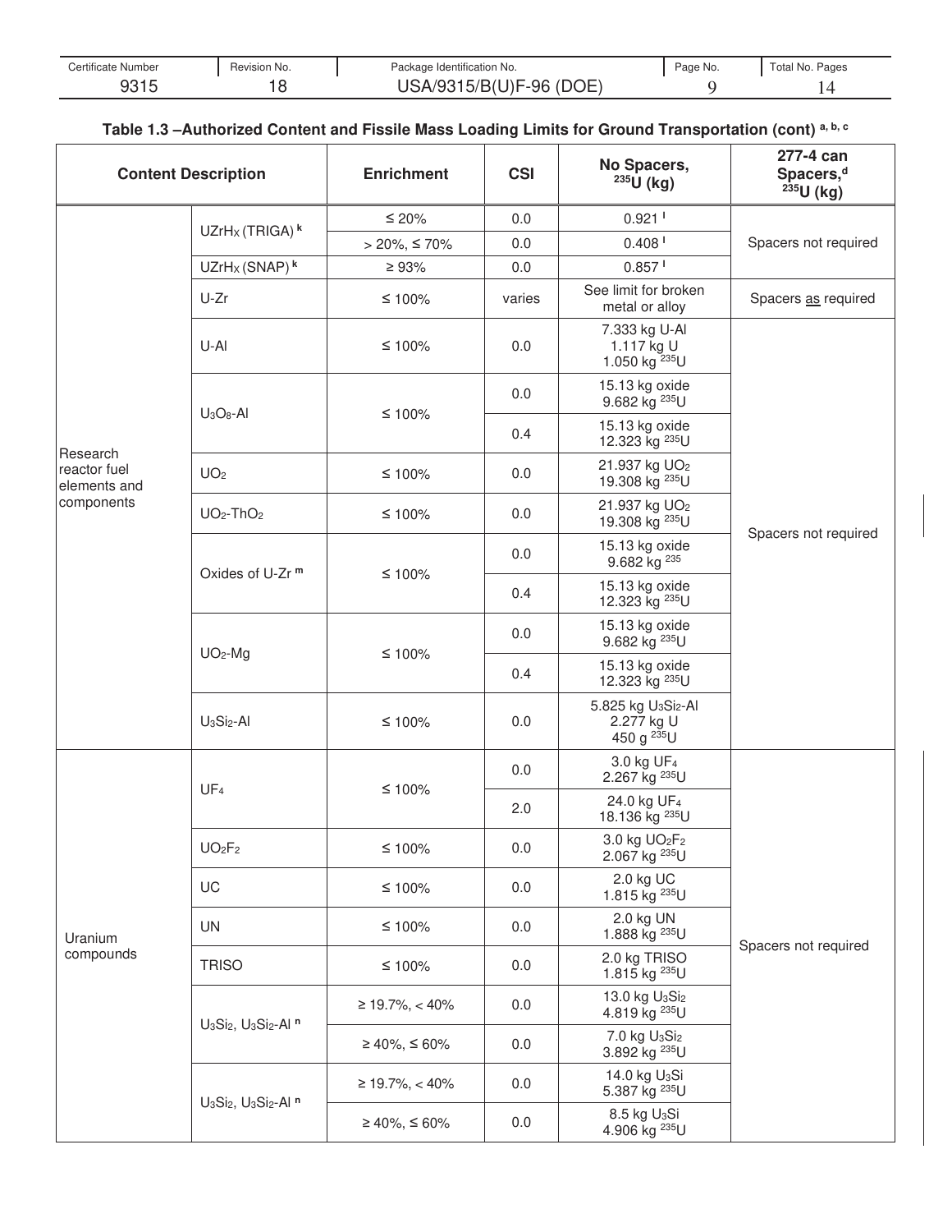| Certificate Number | Revision No. | Package Identification No. | Page No. | Total No. Pages |
|---|---|---|---|---|
| 9315 | 18 | USA/9315/B(U)F-96 (DOE) | 9 | 14 |

**Table 1.3 –Authorized Content and Fissile Mass Loading Limits for Ground Transportation (cont) [a, b, c]**

| Content Description | | Enrichment | CSI | No Spacers, $^{235}U$ (kg) | 277-4 can Spacers,[d] $^{235}U$ (kg) |
|---|---|---|---|---|---|
| Research reactor fuel elements and components | $UZrH_X$ (TRIGA) [k] | ≤ 20% | 0.0 | 0.921 [l] | Spacers not required |
| | | > 20%, ≤ 70% | 0.0 | 0.408 [l] | |
| | $UZrH_X$ (SNAP) [k] | ≥ 93% | 0.0 | 0.857 [l] | |
| | U-Zr | ≤ 100% | varies | See limit for broken metal or alloy | Spacers as required |
| | U-Al | ≤ 100% | 0.0 | 7.333 kg U-Al<br>1.117 kg U<br>1.050 kg $^{235}U$ | Spacers not required |
| | $U_3O_8$-Al | ≤ 100% | 0.0 | 15.13 kg oxide<br>9.682 kg $^{235}U$ | |
| | | | 0.4 | 15.13 kg oxide<br>12.323 kg $^{235}U$ | |
| | $UO_2$ | ≤ 100% | 0.0 | 21.937 kg $UO_2$<br>19.308 kg $^{235}U$ | |
| | $UO_2$-$ThO_2$ | ≤ 100% | 0.0 | 21.937 kg $UO_2$<br>19.308 kg $^{235}U$ | |
| | Oxides of U-Zr [m] | ≤ 100% | 0.0 | 15.13 kg oxide<br>9.682 kg $^{235}$ | |
| | | | 0.4 | 15.13 kg oxide<br>12.323 kg $^{235}U$ | |
| | $UO_2$-Mg | ≤ 100% | 0.0 | 15.13 kg oxide<br>9.682 kg $^{235}U$ | |
| | | | 0.4 | 15.13 kg oxide<br>12.323 kg $^{235}U$ | |
| | $U_3Si_2$-Al | ≤ 100% | 0.0 | 5.825 kg $U_3Si_2$-Al<br>2.277 kg U<br>450 g $^{235}U$ | |
| Uranium compounds | $UF_4$ | ≤ 100% | 0.0 | 3.0 kg $UF_4$<br>2.267 kg $^{235}U$ | Spacers not required |
| | | | 2.0 | 24.0 kg $UF_4$<br>18.136 kg $^{235}U$ | |
| | $UO_2F_2$ | ≤ 100% | 0.0 | 3.0 kg $UO_2F_2$<br>2.067 kg $^{235}U$ | |
| | UC | ≤ 100% | 0.0 | 2.0 kg UC<br>1.815 kg $^{235}U$ | |
| | UN | ≤ 100% | 0.0 | 2.0 kg UN<br>1.888 kg $^{235}U$ | |
| | TRISO | ≤ 100% | 0.0 | 2.0 kg TRISO<br>1.815 kg $^{235}U$ | |
| | $U_3Si_2$, $U_3Si_2$-Al [n] | ≥ 19.7%, < 40% | 0.0 | 13.0 kg $U_3Si_2$<br>4.819 kg $^{235}U$ | |
| | | ≥ 40%, ≤ 60% | 0.0 | 7.0 kg $U_3Si_2$<br>3.892 kg $^{235}U$ | |
| | $U_3Si_2$, $U_3Si_2$-Al [n] | ≥ 19.7%, < 40% | 0.0 | 14.0 kg $U_3Si$<br>5.387 kg $^{235}U$ | |
| | | ≥ 40%, ≤ 60% | 0.0 | 8.5 kg $U_3Si$<br>4.906 kg $^{235}U$ | |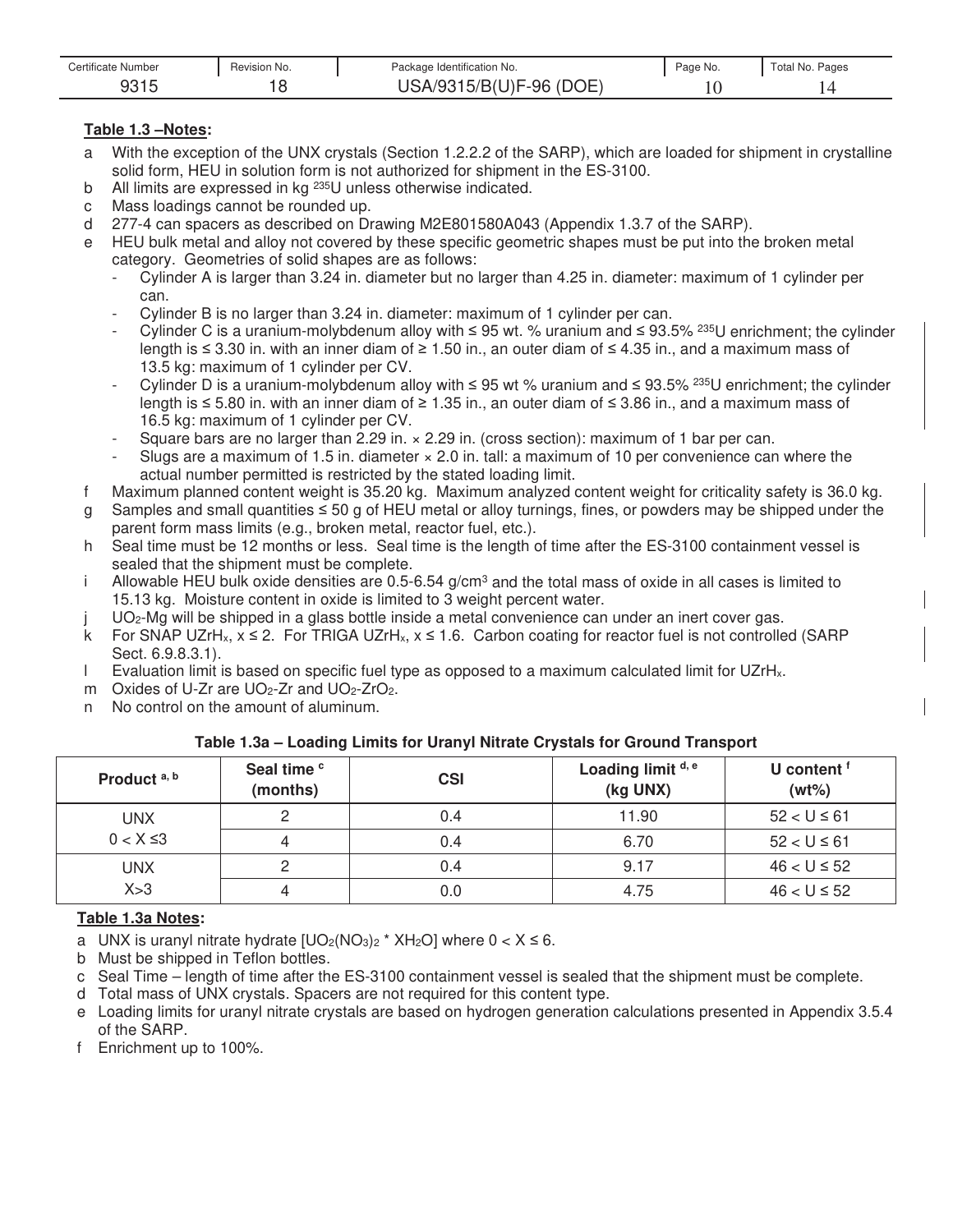**Table 1.3 –Notes:**

a With the exception of the UNX crystals (Section 1.2.2.2 of the SARP), which are loaded for shipment in crystalline solid form, HEU in solution form is not authorized for shipment in the ES-3100.

b All limits are expressed in kg $^{235}U$ unless otherwise indicated.

c Mass loadings cannot be rounded up.

d 277-4 can spacers as described on Drawing M2E801580A043 (Appendix 1.3.7 of the SARP).

e HEU bulk metal and alloy not covered by these specific geometric shapes must be put into the broken metal category. Geometries of solid shapes are as follows:
- Cylinder A is larger than 3.24 in. diameter but no larger than 4.25 in. diameter: maximum of 1 cylinder per can.
- Cylinder B is no larger than 3.24 in. diameter: maximum of 1 cylinder per can.
- Cylinder C is a uranium-molybdenum alloy with ≤ 95 wt. % uranium and ≤ 93.5% $^{235}U$ enrichment; the cylinder length is ≤ 3.30 in. with an inner diam of ≥ 1.50 in., an outer diam of ≤ 4.35 in., and a maximum mass of 13.5 kg: maximum of 1 cylinder per CV.
- Cylinder D is a uranium-molybdenum alloy with ≤ 95 wt % uranium and ≤ 93.5% $^{235}U$ enrichment; the cylinder length is ≤ 5.80 in. with an inner diam of ≥ 1.35 in., an outer diam of ≤ 3.86 in., and a maximum mass of 16.5 kg: maximum of 1 cylinder per CV.
- Square bars are no larger than 2.29 in. × 2.29 in. (cross section): maximum of 1 bar per can.
- Slugs are a maximum of 1.5 in. diameter × 2.0 in. tall: a maximum of 10 per convenience can where the actual number permitted is restricted by the stated loading limit.

f Maximum planned content weight is 35.20 kg. Maximum analyzed content weight for criticality safety is 36.0 kg.

g Samples and small quantities ≤ 50 g of HEU metal or alloy turnings, fines, or powders may be shipped under the parent form mass limits (e.g., broken metal, reactor fuel, etc.).

h Seal time must be 12 months or less. Seal time is the length of time after the ES-3100 containment vessel is sealed that the shipment must be complete.

i Allowable HEU bulk oxide densities are 0.5-6.54 g/cm$^3$ and the total mass of oxide in all cases is limited to 15.13 kg. Moisture content in oxide is limited to 3 weight percent water.

j $UO_2$-Mg will be shipped in a glass bottle inside a metal convenience can under an inert cover gas.

k For SNAP $UZrH_x$, $x \leq 2$. For TRIGA $UZrH_x$, $x \leq 1.6$. Carbon coating for reactor fuel is not controlled (SARP Sect. 6.9.8.3.1).

l Evaluation limit is based on specific fuel type as opposed to a maximum calculated limit for $UZrH_x$.

m Oxides of U-Zr are $UO_2$-Zr and $UO_2$-$ZrO_2$.

n No control on the amount of aluminum.

**Table 1.3a – Loading Limits for Uranyl Nitrate Crystals for Ground Transport**

| Product [a, b] | Seal time [c] (months) | CSI | Loading limit [d, e] (kg UNX) | U content [f] (wt%) |
|---|---|---|---|---|
| UNX $0 < X \leq 3$ | 2 | 0.4 | 11.90 | $52 < U \leq 61$ |
| | 4 | 0.4 | 6.70 | $52 < U \leq 61$ |
| UNX $X > 3$ | 2 | 0.4 | 9.17 | $46 < U \leq 52$ |
| | 4 | 0.0 | 4.75 | $46 < U \leq 52$ |

**Table 1.3a Notes:**

a UNX is uranyl nitrate hydrate [$UO_2(NO_3)_2 * XH_2O$] where $0 < X \leq 6$.

b Must be shipped in Teflon bottles.

c Seal Time – length of time after the ES-3100 containment vessel is sealed that the shipment must be complete.

d Total mass of UNX crystals. Spacers are not required for this content type.

e Loading limits for uranyl nitrate crystals are based on hydrogen generation calculations presented in Appendix 3.5.4 of the SARP.

f Enrichment up to 100%.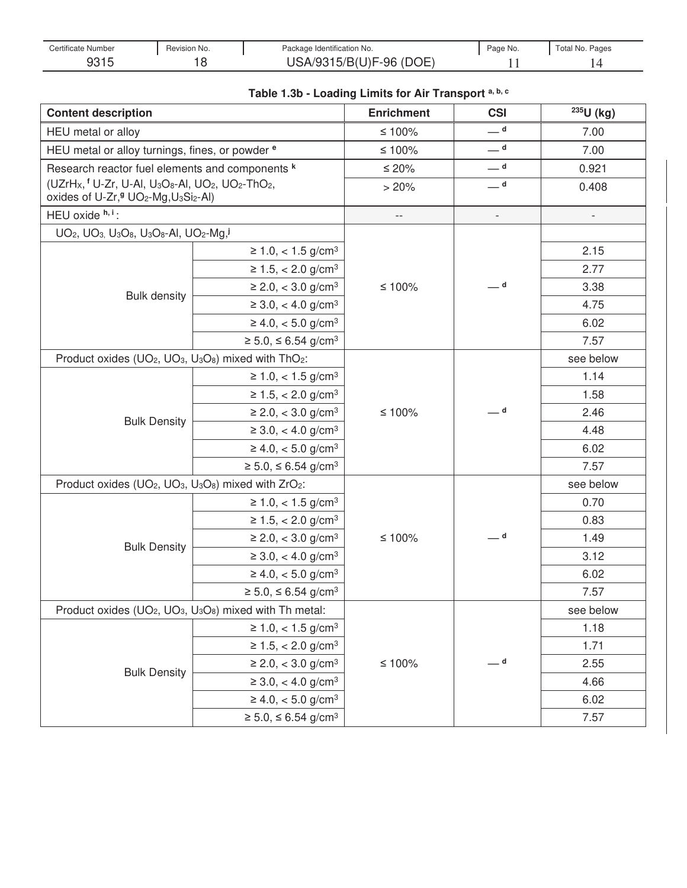| Certificate Number | Revision No. | Package Identification No. | Page No. | Total No. Pages |
|---|---|---|---|---|
| 9315 | 18 | USA/9315/B(U)F-96 (DOE) | 11 | 14 |

### Table 1.3b - Loading Limits for Air Transport [a, b, c]

| Content description | | Enrichment | CSI | $^{235}U$ (kg) |
|---|---|---|---|---|
| HEU metal or alloy | | ≤ 100% | — [d] | 7.00 |
| HEU metal or alloy turnings, fines, or powder [e] | | ≤ 100% | — [d] | 7.00 |
| Research reactor fuel elements and components [k] ($UZrH_X$,[f] U-Zr, U-Al, $U_3O_8$-Al, $UO_2$, $UO_2$-$ThO_2$, oxides of U-Zr,[g] $UO_2$-Mg, $U_3Si_2$-Al) | | ≤ 20% | — [d] | 0.921 |
| | | > 20% | — [d] | 0.408 |
| HEU oxide [h, i]: | | -- | - | - |
| $UO_2$, $UO_3$, $U_3O_8$, $U_3O_8$-Al, $UO_2$-Mg,[j] | | ≤ 100% | — [d] | |
| Bulk density | ≥ 1.0, < 1.5 g/cm³ | | | 2.15 |
| | ≥ 1.5, < 2.0 g/cm³ | | | 2.77 |
| | ≥ 2.0, < 3.0 g/cm³ | | | 3.38 |
| | ≥ 3.0, < 4.0 g/cm³ | | | 4.75 |
| | ≥ 4.0, < 5.0 g/cm³ | | | 6.02 |
| | ≥ 5.0, ≤ 6.54 g/cm³ | | | 7.57 |
| Product oxides ($UO_2$, $UO_3$, $U_3O_8$) mixed with $ThO_2$: | | ≤ 100% | — [d] | see below |
| Bulk Density | ≥ 1.0, < 1.5 g/cm³ | | | 1.14 |
| | ≥ 1.5, < 2.0 g/cm³ | | | 1.58 |
| | ≥ 2.0, < 3.0 g/cm³ | | | 2.46 |
| | ≥ 3.0, < 4.0 g/cm³ | | | 4.48 |
| | ≥ 4.0, < 5.0 g/cm³ | | | 6.02 |
| | ≥ 5.0, ≤ 6.54 g/cm³ | | | 7.57 |
| Product oxides ($UO_2$, $UO_3$, $U_3O_8$) mixed with $ZrO_2$: | | ≤ 100% | — [d] | see below |
| Bulk Density | ≥ 1.0, < 1.5 g/cm³ | | | 0.70 |
| | ≥ 1.5, < 2.0 g/cm³ | | | 0.83 |
| | ≥ 2.0, < 3.0 g/cm³ | | | 1.49 |
| | ≥ 3.0, < 4.0 g/cm³ | | | 3.12 |
| | ≥ 4.0, < 5.0 g/cm³ | | | 6.02 |
| | ≥ 5.0, ≤ 6.54 g/cm³ | | | 7.57 |
| Product oxides ($UO_2$, $UO_3$, $U_3O_8$) mixed with Th metal: | | ≤ 100% | — [d] | see below |
| Bulk Density | ≥ 1.0, < 1.5 g/cm³ | | | 1.18 |
| | ≥ 1.5, < 2.0 g/cm³ | | | 1.71 |
| | ≥ 2.0, < 3.0 g/cm³ | | | 2.55 |
| | ≥ 3.0, < 4.0 g/cm³ | | | 4.66 |
| | ≥ 4.0, < 5.0 g/cm³ | | | 6.02 |
| | ≥ 5.0, ≤ 6.54 g/cm³ | | | 7.57 |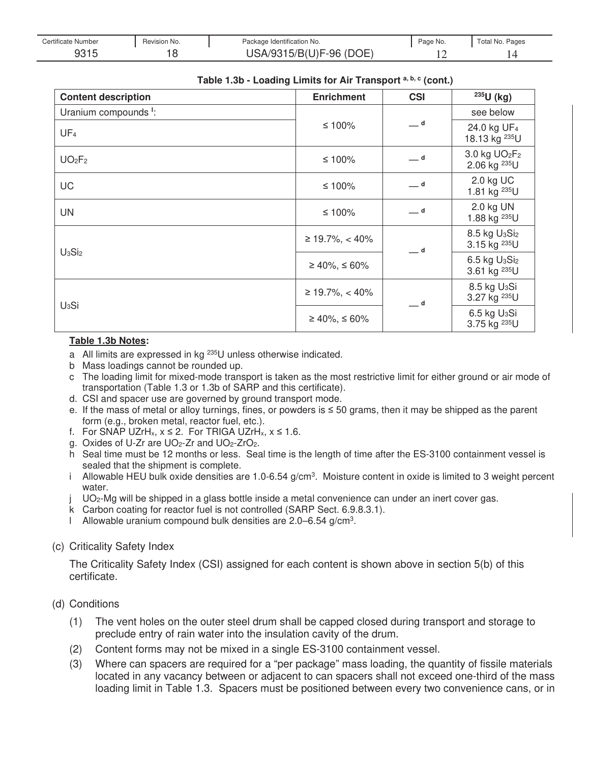**Table 1.3b - Loading Limits for Air Transport [a, b, c] (cont.)**

| Content description | Enrichment | CSI | $^{235}U$ (kg) |
|---|---|---|---|
| Uranium compounds [l]: | | | see below |
| $UF_4$ | ≤ 100% | — [d] | 24.0 kg $UF_4$ 18.13 kg $^{235}U$ |
| $UO_2F_2$ | ≤ 100% | — [d] | 3.0 kg $UO_2F_2$ 2.06 kg $^{235}U$ |
| UC | ≤ 100% | — [d] | 2.0 kg UC 1.81 kg $^{235}U$ |
| UN | ≤ 100% | — [d] | 2.0 kg UN 1.88 kg $^{235}U$ |
| $U_3Si_2$ | ≥ 19.7%, < 40% | — [d] | 8.5 kg $U_3Si_2$ 3.15 kg $^{235}U$ |
| | ≥ 40%, ≤ 60% | | 6.5 kg $U_3Si_2$ 3.61 kg $^{235}U$ |
| $U_3Si$ | ≥ 19.7%, < 40% | — [d] | 8.5 kg $U_3Si$ 3.27 kg $^{235}U$ |
| | ≥ 40%, ≤ 60% | | 6.5 kg $U_3Si$ 3.75 kg $^{235}U$ |

**Table 1.3b Notes:**

a All limits are expressed in kg $^{235}U$ unless otherwise indicated.

b Mass loadings cannot be rounded up.

c The loading limit for mixed-mode transport is taken as the most restrictive limit for either ground or air mode of transportation (Table 1.3 or 1.3b of SARP and this certificate).

d. CSI and spacer use are governed by ground transport mode.

e. If the mass of metal or alloy turnings, fines, or powders is ≤ 50 grams, then it may be shipped as the parent form (e.g., broken metal, reactor fuel, etc.).

f. For SNAP $UZrH_x$, $x \leq 2$. For TRIGA $UZrH_x$, $x \leq 1.6$.

g. Oxides of U-Zr are $UO_2$-Zr and $UO_2$-$ZrO_2$.

h Seal time must be 12 months or less. Seal time is the length of time after the ES-3100 containment vessel is sealed that the shipment is complete.

i Allowable HEU bulk oxide densities are 1.0-6.54 g/cm$^3$. Moisture content in oxide is limited to 3 weight percent water.

j $UO_2$-Mg will be shipped in a glass bottle inside a metal convenience can under an inert cover gas.

k Carbon coating for reactor fuel is not controlled (SARP Sect. 6.9.8.3.1).

l Allowable uranium compound bulk densities are 2.0–6.54 g/cm$^3$.

(c) Criticality Safety Index

The Criticality Safety Index (CSI) assigned for each content is shown above in section 5(b) of this certificate.

(d) Conditions

(1) The vent holes on the outer steel drum shall be capped closed during transport and storage to preclude entry of rain water into the insulation cavity of the drum.

(2) Content forms may not be mixed in a single ES-3100 containment vessel.

(3) Where can spacers are required for a "per package" mass loading, the quantity of fissile materials located in any vacancy between or adjacent to can spacers shall not exceed one-third of the mass loading limit in Table 1.3. Spacers must be positioned between every two convenience cans, or in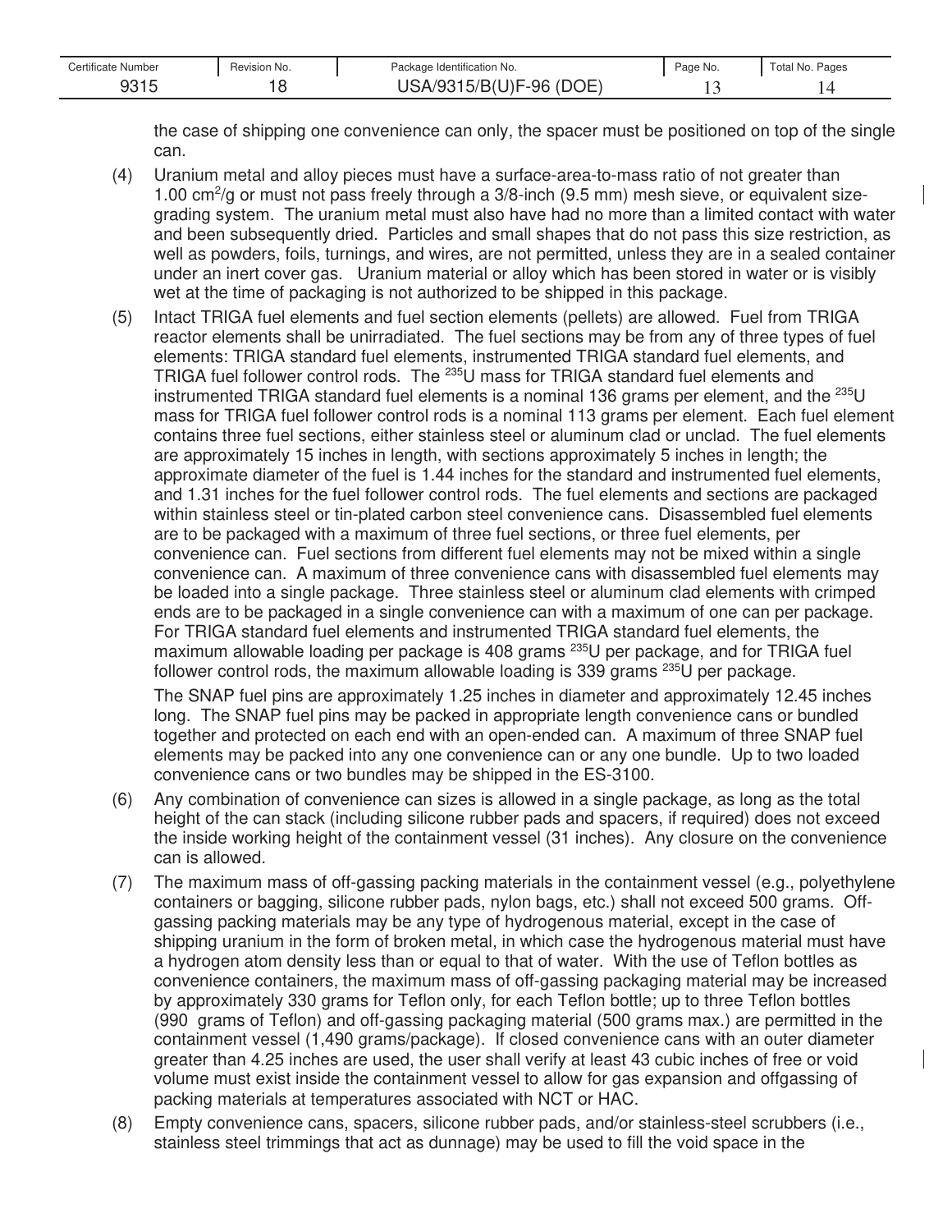the case of shipping one convenience can only, the spacer must be positioned on top of the single can.

(4) Uranium metal and alloy pieces must have a surface-area-to-mass ratio of not greater than 1.00 $cm^2$/g or must not pass freely through a 3/8-inch (9.5 mm) mesh sieve, or equivalent size-grading system. The uranium metal must also have had no more than a limited contact with water and been subsequently dried. Particles and small shapes that do not pass this size restriction, as well as powders, foils, turnings, and wires, are not permitted, unless they are in a sealed container under an inert cover gas. Uranium material or alloy which has been stored in water or is visibly wet at the time of packaging is not authorized to be shipped in this package.

(5) Intact TRIGA fuel elements and fuel section elements (pellets) are allowed. Fuel from TRIGA reactor elements shall be unirradiated. The fuel sections may be from any of three types of fuel elements: TRIGA standard fuel elements, instrumented TRIGA standard fuel elements, and TRIGA fuel follower control rods. The $^{235}$U mass for TRIGA standard fuel elements and instrumented TRIGA standard fuel elements is a nominal 136 grams per element, and the $^{235}$U mass for TRIGA fuel follower control rods is a nominal 113 grams per element. Each fuel element contains three fuel sections, either stainless steel or aluminum clad or unclad. The fuel elements are approximately 15 inches in length, with sections approximately 5 inches in length; the approximate diameter of the fuel is 1.44 inches for the standard and instrumented fuel elements, and 1.31 inches for the fuel follower control rods. The fuel elements and sections are packaged within stainless steel or tin-plated carbon steel convenience cans. Disassembled fuel elements are to be packaged with a maximum of three fuel sections, or three fuel elements, per convenience can. Fuel sections from different fuel elements may not be mixed within a single convenience can. A maximum of three convenience cans with disassembled fuel elements may be loaded into a single package. Three stainless steel or aluminum clad elements with crimped ends are to be packaged in a single convenience can with a maximum of one can per package. For TRIGA standard fuel elements and instrumented TRIGA standard fuel elements, the maximum allowable loading per package is 408 grams $^{235}$U per package, and for TRIGA fuel follower control rods, the maximum allowable loading is 339 grams $^{235}$U per package.

The SNAP fuel pins are approximately 1.25 inches in diameter and approximately 12.45 inches long. The SNAP fuel pins may be packed in appropriate length convenience cans or bundled together and protected on each end with an open-ended can. A maximum of three SNAP fuel elements may be packed into any one convenience can or any one bundle. Up to two loaded convenience cans or two bundles may be shipped in the ES-3100.

(6) Any combination of convenience can sizes is allowed in a single package, as long as the total height of the can stack (including silicone rubber pads and spacers, if required) does not exceed the inside working height of the containment vessel (31 inches). Any closure on the convenience can is allowed.

(7) The maximum mass of off-gassing packing materials in the containment vessel (e.g., polyethylene containers or bagging, silicone rubber pads, nylon bags, etc.) shall not exceed 500 grams. Off-gassing packing materials may be any type of hydrogenous material, except in the case of shipping uranium in the form of broken metal, in which case the hydrogenous material must have a hydrogen atom density less than or equal to that of water. With the use of Teflon bottles as convenience containers, the maximum mass of off-gassing packaging material may be increased by approximately 330 grams for Teflon only, for each Teflon bottle; up to three Teflon bottles (990 grams of Teflon) and off-gassing packaging material (500 grams max.) are permitted in the containment vessel (1,490 grams/package). If closed convenience cans with an outer diameter greater than 4.25 inches are used, the user shall verify at least 43 cubic inches of free or void volume must exist inside the containment vessel to allow for gas expansion and offgassing of packing materials at temperatures associated with NCT or HAC.

(8) Empty convenience cans, spacers, silicone rubber pads, and/or stainless-steel scrubbers (i.e., stainless steel trimmings that act as dunnage) may be used to fill the void space in the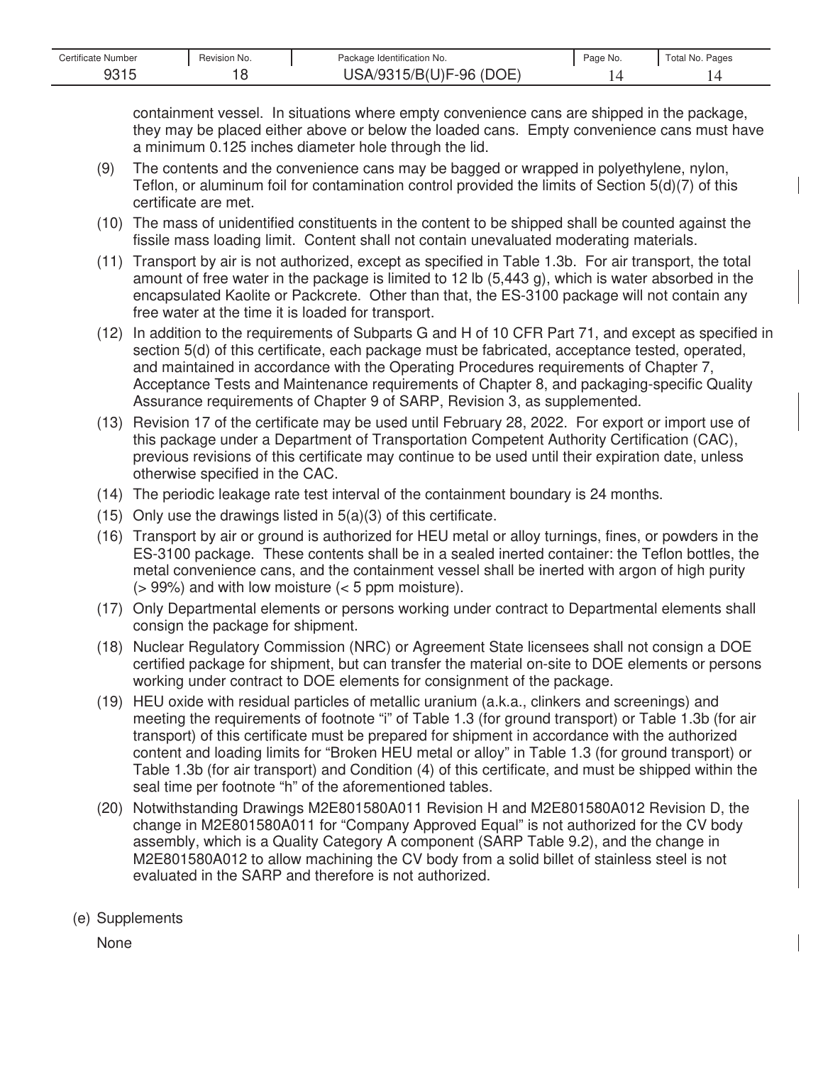containment vessel. In situations where empty convenience cans are shipped in the package, they may be placed either above or below the loaded cans. Empty convenience cans must have a minimum 0.125 inches diameter hole through the lid.

(9) The contents and the convenience cans may be bagged or wrapped in polyethylene, nylon, Teflon, or aluminum foil for contamination control provided the limits of Section 5(d)(7) of this certificate are met.

(10) The mass of unidentified constituents in the content to be shipped shall be counted against the fissile mass loading limit. Content shall not contain unevaluated moderating materials.

(11) Transport by air is not authorized, except as specified in Table 1.3b. For air transport, the total amount of free water in the package is limited to 12 lb (5,443 g), which is water absorbed in the encapsulated Kaolite or Packcrete. Other than that, the ES-3100 package will not contain any free water at the time it is loaded for transport.

(12) In addition to the requirements of Subparts G and H of 10 CFR Part 71, and except as specified in section 5(d) of this certificate, each package must be fabricated, acceptance tested, operated, and maintained in accordance with the Operating Procedures requirements of Chapter 7, Acceptance Tests and Maintenance requirements of Chapter 8, and packaging-specific Quality Assurance requirements of Chapter 9 of SARP, Revision 3, as supplemented.

(13) Revision 17 of the certificate may be used until February 28, 2022. For export or import use of this package under a Department of Transportation Competent Authority Certification (CAC), previous revisions of this certificate may continue to be used until their expiration date, unless otherwise specified in the CAC.

(14) The periodic leakage rate test interval of the containment boundary is 24 months.

(15) Only use the drawings listed in 5(a)(3) of this certificate.

(16) Transport by air or ground is authorized for HEU metal or alloy turnings, fines, or powders in the ES-3100 package. These contents shall be in a sealed inerted container: the Teflon bottles, the metal convenience cans, and the containment vessel shall be inerted with argon of high purity (> 99%) and with low moisture (< 5 ppm moisture).

(17) Only Departmental elements or persons working under contract to Departmental elements shall consign the package for shipment.

(18) Nuclear Regulatory Commission (NRC) or Agreement State licensees shall not consign a DOE certified package for shipment, but can transfer the material on-site to DOE elements or persons working under contract to DOE elements for consignment of the package.

(19) HEU oxide with residual particles of metallic uranium (a.k.a., clinkers and screenings) and meeting the requirements of footnote "i" of Table 1.3 (for ground transport) or Table 1.3b (for air transport) of this certificate must be prepared for shipment in accordance with the authorized content and loading limits for "Broken HEU metal or alloy" in Table 1.3 (for ground transport) or Table 1.3b (for air transport) and Condition (4) of this certificate, and must be shipped within the seal time per footnote "h" of the aforementioned tables.

(20) Notwithstanding Drawings M2E801580A011 Revision H and M2E801580A012 Revision D, the change in M2E801580A011 for "Company Approved Equal" is not authorized for the CV body assembly, which is a Quality Category A component (SARP Table 9.2), and the change in M2E801580A012 to allow machining the CV body from a solid billet of stainless steel is not evaluated in the SARP and therefore is not authorized.

(e) Supplements

None